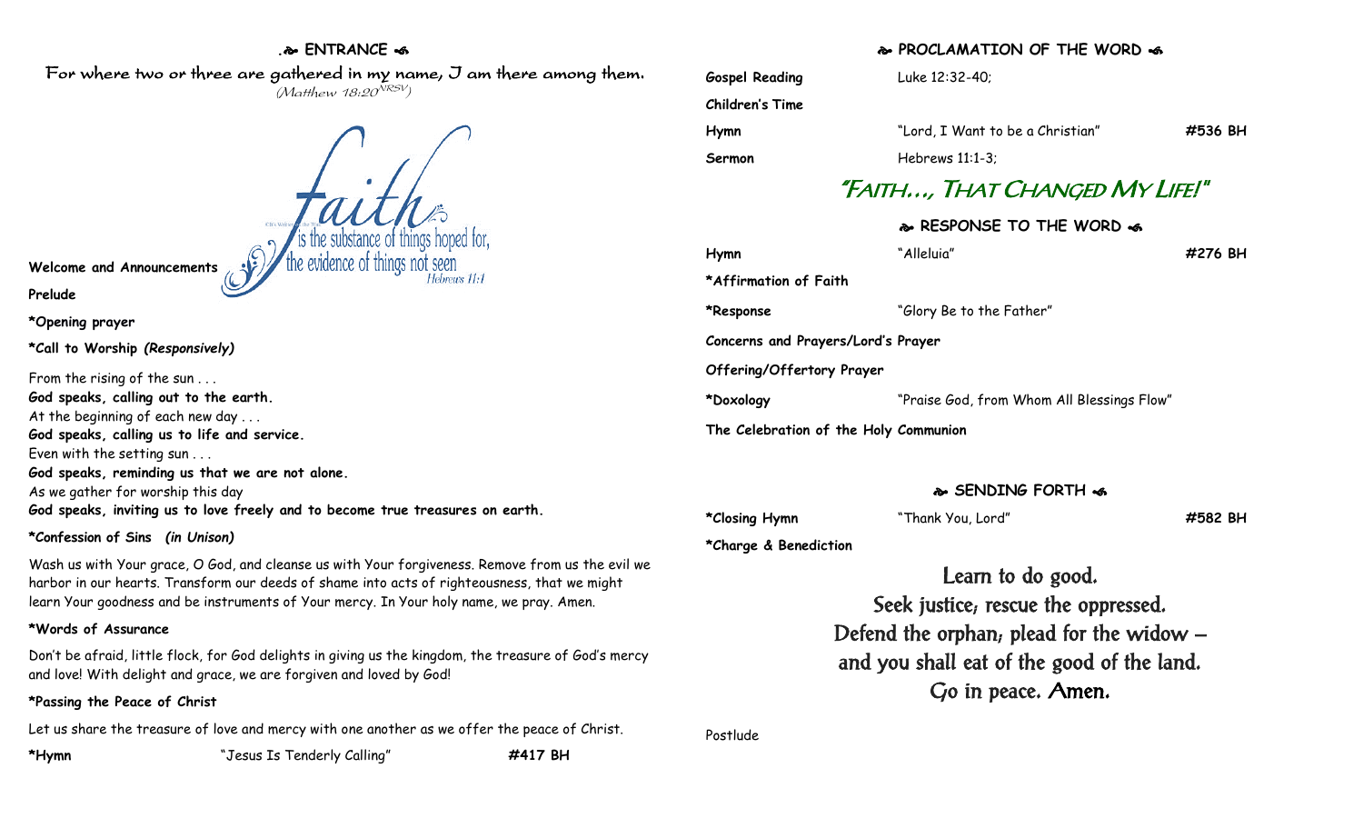## ENTRANCE

*For where two or three are gathered in my name, I am there among them.*
*(Matthew 18:20 NRSV)*

faith is the substance of things hoped for, the evidence of things not seen
Hebrews 11:1

**Welcome and Announcements**

**Prelude**

**\*Opening prayer**

**\*Call to Worship** ***(Responsively)***

From the rising of the sun . . .
**God speaks, calling out to the earth.**
At the beginning of each new day . . .
**God speaks, calling us to life and service.**
Even with the setting sun . . .
**God speaks, reminding us that we are not alone.**
As we gather for worship this day
**God speaks, inviting us to love freely and to become true treasures on earth.**

**\*Confession of Sins** ***(in Unison)***

Wash us with Your grace, O God, and cleanse us with Your forgiveness. Remove from us the evil we harbor in our hearts. Transform our deeds of shame into acts of righteousness, that we might learn Your goodness and be instruments of Your mercy. In Your holy name, we pray. Amen.

**\*Words of Assurance**

Don't be afraid, little flock, for God delights in giving us the kingdom, the treasure of God's mercy and love! With delight and grace, we are forgiven and loved by God!

**\*Passing the Peace of Christ**

Let us share the treasure of love and mercy with one another as we offer the peace of Christ.

**\*Hymn** "Jesus Is Tenderly Calling" **#417 BH**

## PROCLAMATION OF THE WORD

**Gospel Reading** Luke 12:32-40;

**Children's Time**

**Hymn** "Lord, I Want to be a Christian" **#536 BH**

**Sermon** Hebrews 11:1-3;

### "FAITH…, THAT CHANGED MY LIFE!"

## RESPONSE TO THE WORD

**Hymn** "Alleluia" **#276 BH**

**\*Affirmation of Faith**

**\*Response** "Glory Be to the Father"

**Concerns and Prayers/Lord's Prayer**

**Offering/Offertory Prayer**

**\*Doxology** "Praise God, from Whom All Blessings Flow"

**The Celebration of the Holy Communion**

## SENDING FORTH

**\*Closing Hymn** "Thank You, Lord" **#582 BH**

**\*Charge & Benediction**

Learn to do good.
Seek justice; rescue the oppressed.
Defend the orphan; plead for the widow –
and you shall eat of the good of the land.
Go in peace. Amen.

Postlude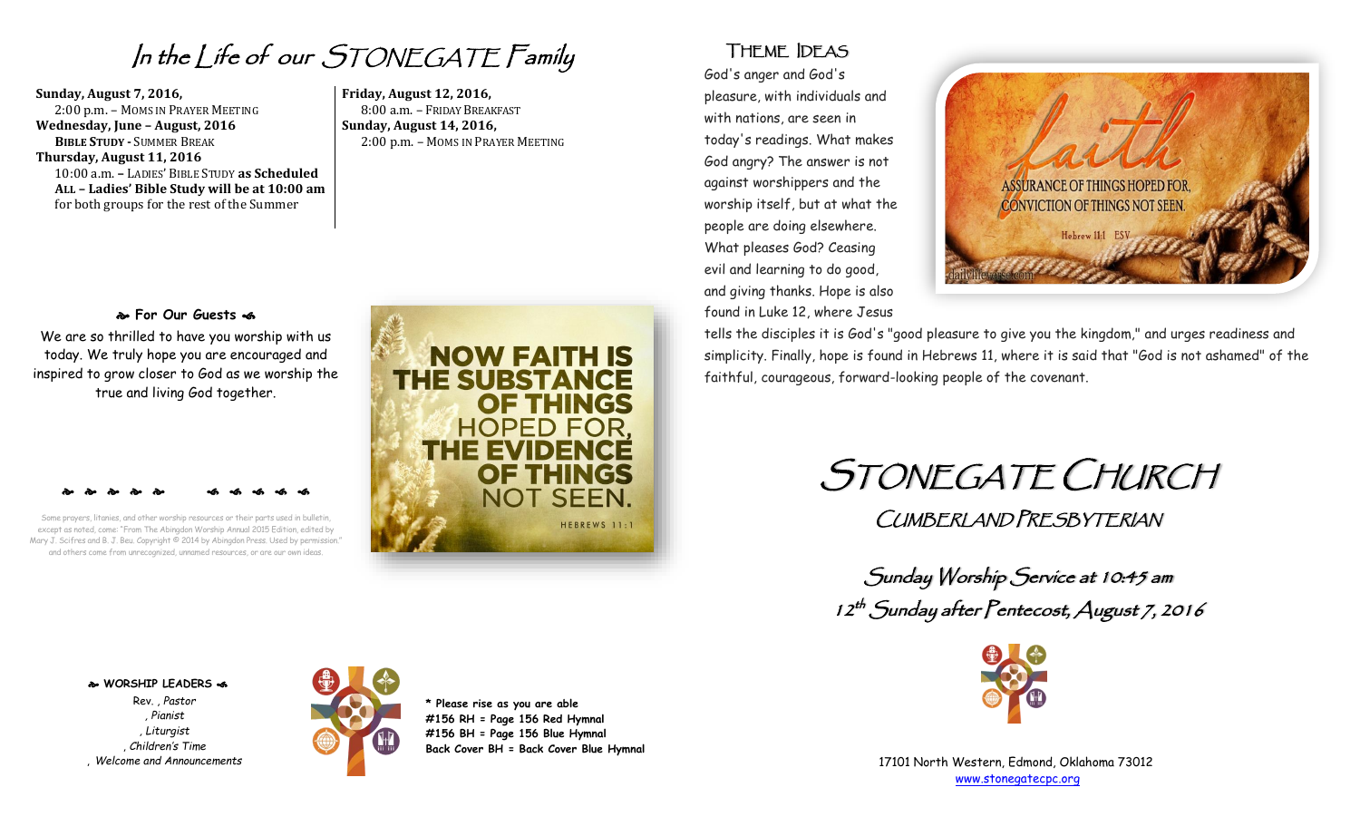# In the Life of our STONEGATE Family

**Sunday, August 7, 2016,**
2:00 p.m. – MOMS IN PRAYER MEETING

**Wednesday, June – August, 2016**
**BIBLE STUDY -** SUMMER BREAK

**Thursday, August 11, 2016**
10:00 a.m. **–** LADIES' BIBLE STUDY **as Scheduled**
**ALL – Ladies' Bible Study will be at 10:00 am** for both groups for the rest of the Summer

**Friday, August 12, 2016,**
8:00 a.m. – FRIDAY BREAKFAST

**Sunday, August 14, 2016,**
2:00 p.m. – MOMS IN PRAYER MEETING

## For Our Guests

We are so thrilled to have you worship with us today. We truly hope you are encouraged and inspired to grow closer to God as we worship the true and living God together.

Some prayers, litanies, and other worship resources or their parts used in bulletin, except as noted, come: "From The Abingdon Worship Annual 2015 Edition, edited by Mary J. Scifres and B. J. Beu. Copyright © 2014 by Abingdon Press. Used by permission." and others come from unrecognized, unnamed resources, or are our own ideas.

NOW FAITH IS THE SUBSTANCE OF THINGS HOPED FOR, THE EVIDENCE OF THINGS NOT SEEN.
HEBREWS 11:1

## WORSHIP LEADERS

Rev. , *Pastor*
, *Pianist*
, *Liturgist*
, *Children's Time*
, *Welcome and Announcements*

**\* Please rise as you are able**
**#156 RH = Page 156 Red Hymnal**
**#156 BH = Page 156 Blue Hymnal**
**Back Cover BH = Back Cover Blue Hymnal**

## THEME IDEAS

God's anger and God's pleasure, with individuals and with nations, are seen in today's readings. What makes God angry? The answer is not against worshippers and the worship itself, but at what the people are doing elsewhere. What pleases God? Ceasing evil and learning to do good, and giving thanks. Hope is also found in Luke 12, where Jesus tells the disciples it is God's "good pleasure to give you the kingdom," and urges readiness and simplicity. Finally, hope is found in Hebrews 11, where it is said that "God is not ashamed" of the faithful, courageous, forward-looking people of the covenant.

faith
ASSURANCE OF THINGS HOPED FOR, CONVICTION OF THINGS NOT SEEN.
Hebrew 11:1 ESV
dailyverse.com

# STONEGATE CHURCH

## CUMBERLAND PRESBYTERIAN

*Sunday Worship Service at 10:45 am*
*12th Sunday after Pentecost, August 7, 2016*

17101 North Western, Edmond, Oklahoma 73012
www.stonegatecpc.org